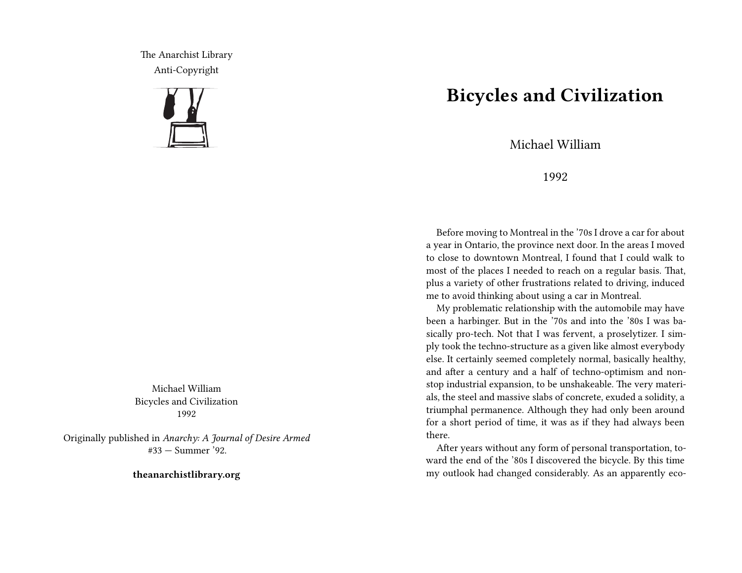The Anarchist Library
Anti-Copyright

Michael William
Bicycles and Civilization
1992

Originally published in *Anarchy: A Journal of Desire Armed* #33 — Summer '92.

**theanarchistlibrary.org**

# Bicycles and Civilization

Michael William

1992

Before moving to Montreal in the '70s I drove a car for about a year in Ontario, the province next door. In the areas I moved to close to downtown Montreal, I found that I could walk to most of the places I needed to reach on a regular basis. That, plus a variety of other frustrations related to driving, induced me to avoid thinking about using a car in Montreal.

My problematic relationship with the automobile may have been a harbinger. But in the '70s and into the '80s I was basically pro-tech. Not that I was fervent, a proselytizer. I simply took the techno-structure as a given like almost everybody else. It certainly seemed completely normal, basically healthy, and after a century and a half of techno-optimism and non-stop industrial expansion, to be unshakeable. The very materials, the steel and massive slabs of concrete, exuded a solidity, a triumphal permanence. Although they had only been around for a short period of time, it was as if they had always been there.

After years without any form of personal transportation, toward the end of the '80s I discovered the bicycle. By this time my outlook had changed considerably. As an apparently eco-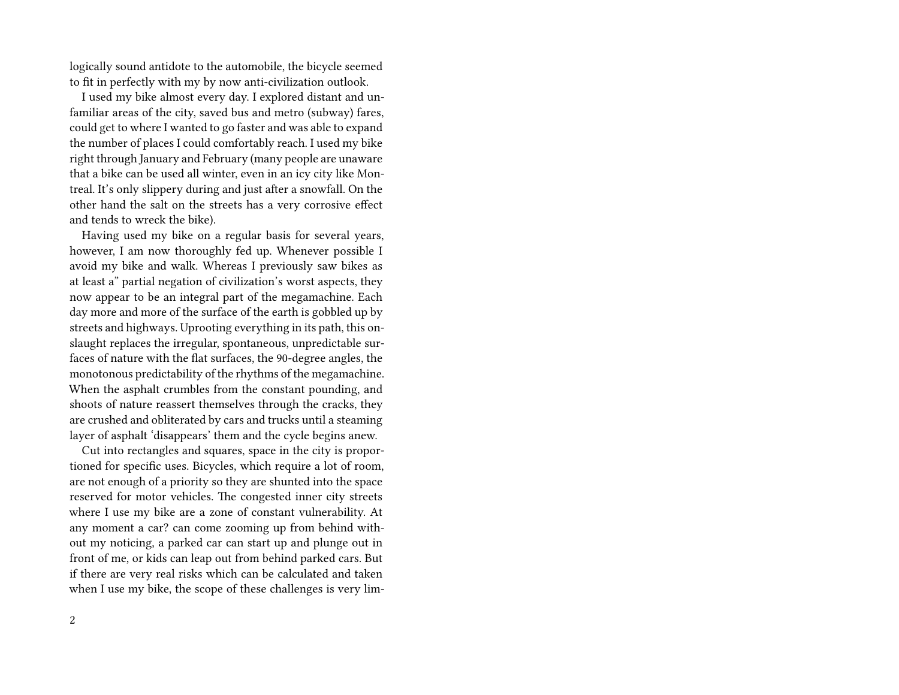logically sound antidote to the automobile, the bicycle seemed to fit in perfectly with my by now anti-civilization outlook.

I used my bike almost every day. I explored distant and unfamiliar areas of the city, saved bus and metro (subway) fares, could get to where I wanted to go faster and was able to expand the number of places I could comfortably reach. I used my bike right through January and February (many people are unaware that a bike can be used all winter, even in an icy city like Montreal. It's only slippery during and just after a snowfall. On the other hand the salt on the streets has a very corrosive effect and tends to wreck the bike).

Having used my bike on a regular basis for several years, however, I am now thoroughly fed up. Whenever possible I avoid my bike and walk. Whereas I previously saw bikes as at least a" partial negation of civilization's worst aspects, they now appear to be an integral part of the megamachine. Each day more and more of the surface of the earth is gobbled up by streets and highways. Uprooting everything in its path, this onslaught replaces the irregular, spontaneous, unpredictable surfaces of nature with the flat surfaces, the 90-degree angles, the monotonous predictability of the rhythms of the megamachine. When the asphalt crumbles from the constant pounding, and shoots of nature reassert themselves through the cracks, they are crushed and obliterated by cars and trucks until a steaming layer of asphalt 'disappears' them and the cycle begins anew.

Cut into rectangles and squares, space in the city is proportioned for specific uses. Bicycles, which require a lot of room, are not enough of a priority so they are shunted into the space reserved for motor vehicles. The congested inner city streets where I use my bike are a zone of constant vulnerability. At any moment a car? can come zooming up from behind without my noticing, a parked car can start up and plunge out in front of me, or kids can leap out from behind parked cars. But if there are very real risks which can be calculated and taken when I use my bike, the scope of these challenges is very lim-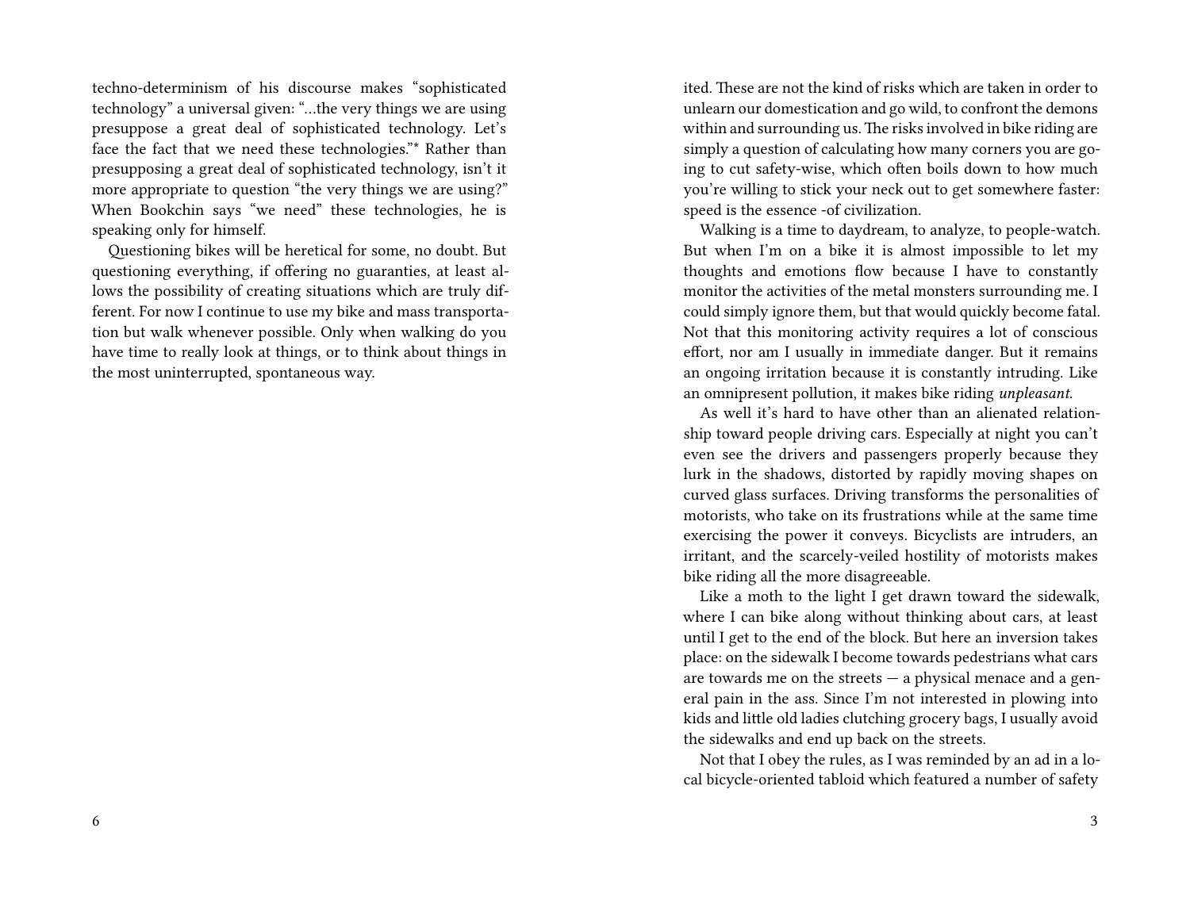techno-determinism of his discourse makes "sophisticated technology" a universal given: "…the very things we are using presuppose a great deal of sophisticated technology. Let's face the fact that we need these technologies."* Rather than presupposing a great deal of sophisticated technology, isn't it more appropriate to question "the very things we are using?" When Bookchin says "we need" these technologies, he is speaking only for himself.

Questioning bikes will be heretical for some, no doubt. But questioning everything, if offering no guaranties, at least allows the possibility of creating situations which are truly different. For now I continue to use my bike and mass transportation but walk whenever possible. Only when walking do you have time to really look at things, or to think about things in the most uninterrupted, spontaneous way.

ited. These are not the kind of risks which are taken in order to unlearn our domestication and go wild, to confront the demons within and surrounding us. The risks involved in bike riding are simply a question of calculating how many corners you are going to cut safety-wise, which often boils down to how much you're willing to stick your neck out to get somewhere faster: speed is the essence -of civilization.

Walking is a time to daydream, to analyze, to people-watch. But when I'm on a bike it is almost impossible to let my thoughts and emotions flow because I have to constantly monitor the activities of the metal monsters surrounding me. I could simply ignore them, but that would quickly become fatal. Not that this monitoring activity requires a lot of conscious effort, nor am I usually in immediate danger. But it remains an ongoing irritation because it is constantly intruding. Like an omnipresent pollution, it makes bike riding *unpleasant*.

As well it's hard to have other than an alienated relationship toward people driving cars. Especially at night you can't even see the drivers and passengers properly because they lurk in the shadows, distorted by rapidly moving shapes on curved glass surfaces. Driving transforms the personalities of motorists, who take on its frustrations while at the same time exercising the power it conveys. Bicyclists are intruders, an irritant, and the scarcely-veiled hostility of motorists makes bike riding all the more disagreeable.

Like a moth to the light I get drawn toward the sidewalk, where I can bike along without thinking about cars, at least until I get to the end of the block. But here an inversion takes place: on the sidewalk I become towards pedestrians what cars are towards me on the streets — a physical menace and a general pain in the ass. Since I'm not interested in plowing into kids and little old ladies clutching grocery bags, I usually avoid the sidewalks and end up back on the streets.

Not that I obey the rules, as I was reminded by an ad in a local bicycle-oriented tabloid which featured a number of safety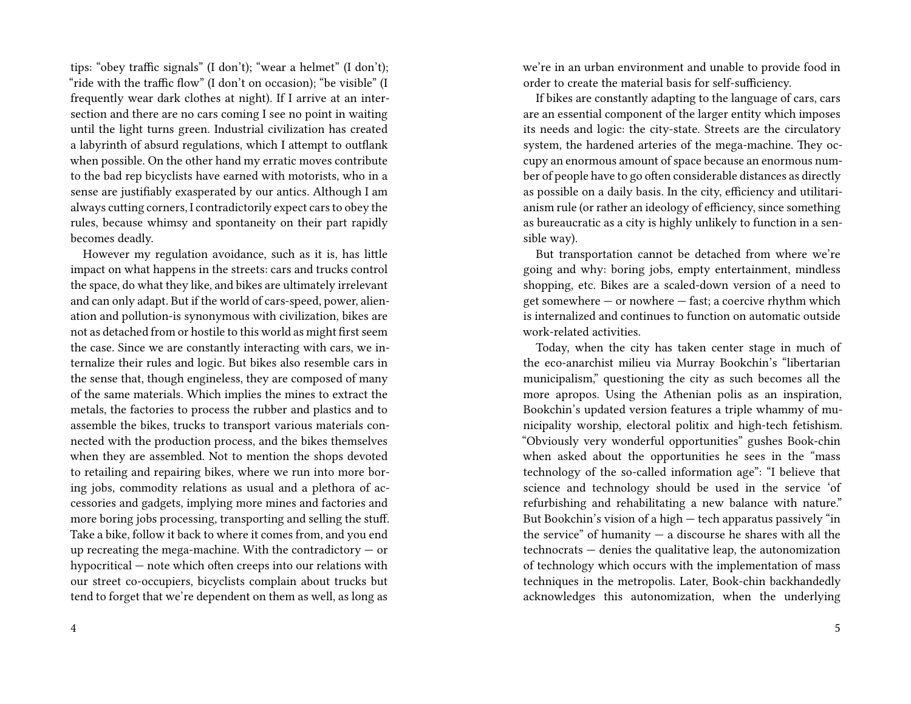tips: "obey traffic signals" (I don't); "wear a helmet" (I don't); "ride with the traffic flow" (I don't on occasion); "be visible" (I frequently wear dark clothes at night). If I arrive at an intersection and there are no cars coming I see no point in waiting until the light turns green. Industrial civilization has created a labyrinth of absurd regulations, which I attempt to outflank when possible. On the other hand my erratic moves contribute to the bad rep bicyclists have earned with motorists, who in a sense are justifiably exasperated by our antics. Although I am always cutting corners, I contradictorily expect cars to obey the rules, because whimsy and spontaneity on their part rapidly becomes deadly.

However my regulation avoidance, such as it is, has little impact on what happens in the streets: cars and trucks control the space, do what they like, and bikes are ultimately irrelevant and can only adapt. But if the world of cars-speed, power, alienation and pollution-is synonymous with civilization, bikes are not as detached from or hostile to this world as might first seem the case. Since we are constantly interacting with cars, we internalize their rules and logic. But bikes also resemble cars in the sense that, though engineless, they are composed of many of the same materials. Which implies the mines to extract the metals, the factories to process the rubber and plastics and to assemble the bikes, trucks to transport various materials connected with the production process, and the bikes themselves when they are assembled. Not to mention the shops devoted to retailing and repairing bikes, where we run into more boring jobs, commodity relations as usual and a plethora of accessories and gadgets, implying more mines and factories and more boring jobs processing, transporting and selling the stuff. Take a bike, follow it back to where it comes from, and you end up recreating the mega-machine. With the contradictory — or hypocritical — note which often creeps into our relations with our street co-occupiers, bicyclists complain about trucks but tend to forget that we're dependent on them as well, as long as we're in an urban environment and unable to provide food in order to create the material basis for self-sufficiency.

If bikes are constantly adapting to the language of cars, cars are an essential component of the larger entity which imposes its needs and logic: the city-state. Streets are the circulatory system, the hardened arteries of the mega-machine. They occupy an enormous amount of space because an enormous number of people have to go often considerable distances as directly as possible on a daily basis. In the city, efficiency and utilitarianism rule (or rather an ideology of efficiency, since something as bureaucratic as a city is highly unlikely to function in a sensible way).

But transportation cannot be detached from where we're going and why: boring jobs, empty entertainment, mindless shopping, etc. Bikes are a scaled-down version of a need to get somewhere — or nowhere — fast; a coercive rhythm which is internalized and continues to function on automatic outside work-related activities.

Today, when the city has taken center stage in much of the eco-anarchist milieu via Murray Bookchin's "libertarian municipalism," questioning the city as such becomes all the more apropos. Using the Athenian polis as an inspiration, Bookchin's updated version features a triple whammy of municipality worship, electoral politix and high-tech fetishism. "Obviously very wonderful opportunities" gushes Book-chin when asked about the opportunities he sees in the "mass technology of the so-called information age": "I believe that science and technology should be used in the service 'of refurbishing and rehabilitating a new balance with nature." But Bookchin's vision of a high — tech apparatus passively "in the service" of humanity — a discourse he shares with all the technocrats — denies the qualitative leap, the autonomization of technology which occurs with the implementation of mass techniques in the metropolis. Later, Book-chin backhandedly acknowledges this autonomization, when the underlying